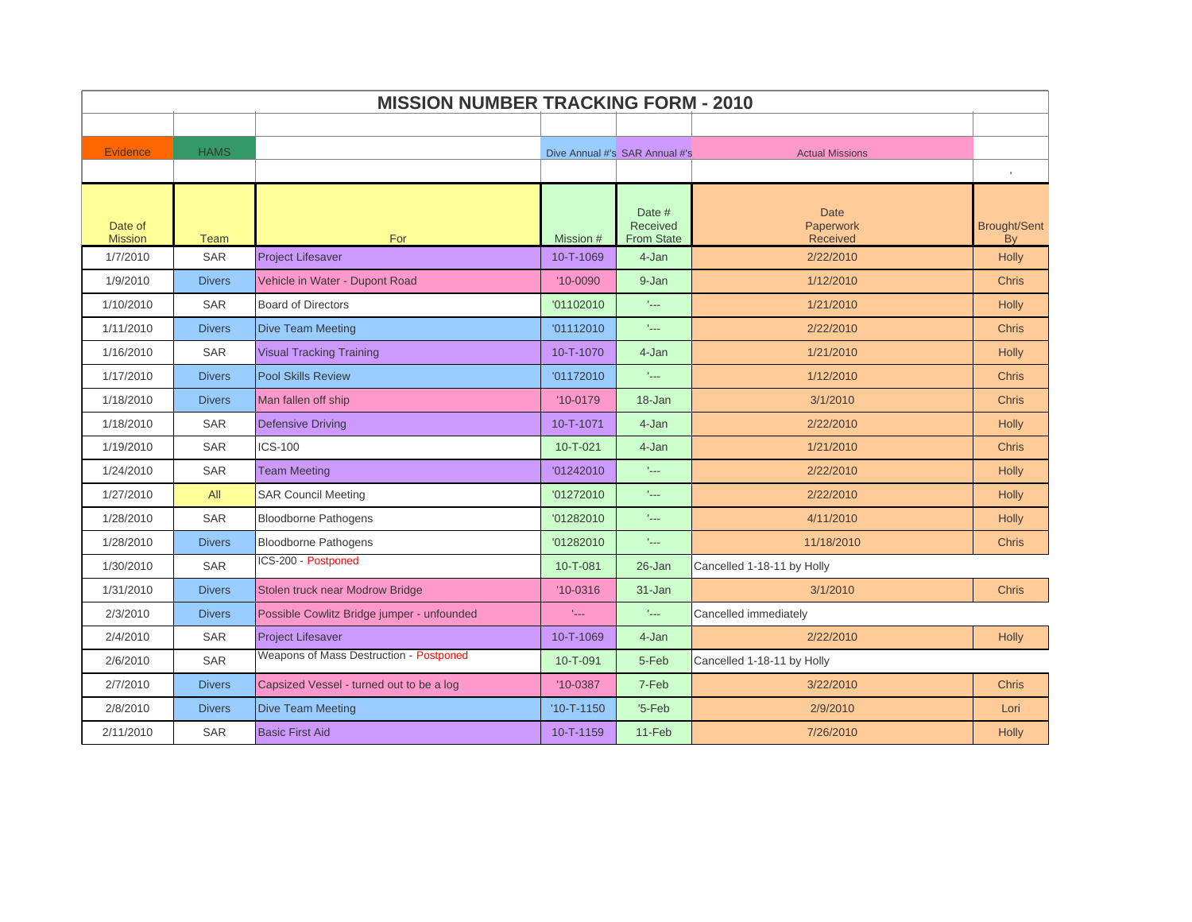# MISSION NUMBER TRACKING FORM - 2010

| Evidence | HAMS | | Dive Annual #'s | SAR Annual #'s | Actual Missions | |
|---|---|---|---|---|---|---|
| Date of Mission | Team | For | Mission # | Date # Received From State | Date Paperwork Received | Brought/Sent By |
| 1/7/2010 | SAR | Project Lifesaver | 10-T-1069 | 4-Jan | 2/22/2010 | Holly |
| 1/9/2010 | Divers | Vehicle in Water - Dupont Road | '10-0090 | 9-Jan | 1/12/2010 | Chris |
| 1/10/2010 | SAR | Board of Directors | '01102010 | '--- | 1/21/2010 | Holly |
| 1/11/2010 | Divers | Dive Team Meeting | '01112010 | '--- | 2/22/2010 | Chris |
| 1/16/2010 | SAR | Visual Tracking Training | 10-T-1070 | 4-Jan | 1/21/2010 | Holly |
| 1/17/2010 | Divers | Pool Skills Review | '01172010 | '--- | 1/12/2010 | Chris |
| 1/18/2010 | Divers | Man fallen off ship | '10-0179 | 18-Jan | 3/1/2010 | Chris |
| 1/18/2010 | SAR | Defensive Driving | 10-T-1071 | 4-Jan | 2/22/2010 | Holly |
| 1/19/2010 | SAR | ICS-100 | 10-T-021 | 4-Jan | 1/21/2010 | Chris |
| 1/24/2010 | SAR | Team Meeting | '01242010 | '--- | 2/22/2010 | Holly |
| 1/27/2010 | All | SAR Council Meeting | '01272010 | '--- | 2/22/2010 | Holly |
| 1/28/2010 | SAR | Bloodborne Pathogens | '01282010 | '--- | 4/11/2010 | Holly |
| 1/28/2010 | Divers | Bloodborne Pathogens | '01282010 | '--- | 11/18/2010 | Chris |
| 1/30/2010 | SAR | ICS-200 - Postponed | 10-T-081 | 26-Jan | Cancelled 1-18-11 by Holly | |
| 1/31/2010 | Divers | Stolen truck near Modrow Bridge | '10-0316 | 31-Jan | 3/1/2010 | Chris |
| 2/3/2010 | Divers | Possible Cowlitz Bridge jumper - unfounded | '--- | '--- | Cancelled immediately | |
| 2/4/2010 | SAR | Project Lifesaver | 10-T-1069 | 4-Jan | 2/22/2010 | Holly |
| 2/6/2010 | SAR | Weapons of Mass Destruction - Postponed | 10-T-091 | 5-Feb | Cancelled 1-18-11 by Holly | |
| 2/7/2010 | Divers | Capsized Vessel - turned out to be a log | '10-0387 | 7-Feb | 3/22/2010 | Chris |
| 2/8/2010 | Divers | Dive Team Meeting | '10-T-1150 | '5-Feb | 2/9/2010 | Lori |
| 2/11/2010 | SAR | Basic First Aid | 10-T-1159 | 11-Feb | 7/26/2010 | Holly |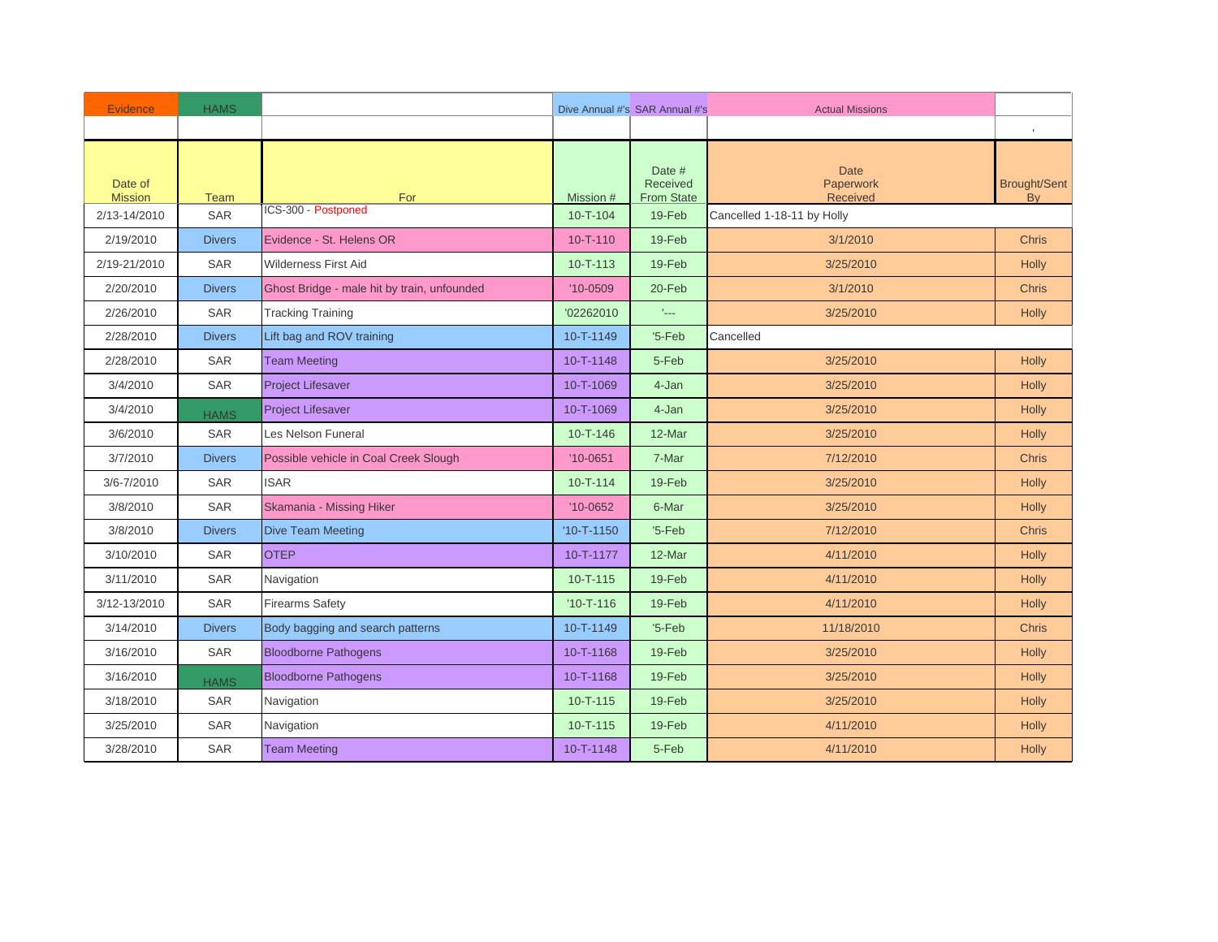| Evidence | HAMS | | Dive Annual #'s | SAR Annual #'s | Actual Missions | |
|---|---|---|---|---|---|---|
| | | | | | | ' |
| Date of Mission | Team | For | Mission # | Date # Received From State | Date Paperwork Received | Brought/Sent By |
| 2/13-14/2010 | SAR | ICS-300 - Postponed | 10-T-104 | 19-Feb | Cancelled 1-18-11 by Holly | |
| 2/19/2010 | Divers | Evidence - St. Helens OR | 10-T-110 | 19-Feb | 3/1/2010 | Chris |
| 2/19-21/2010 | SAR | Wilderness First Aid | 10-T-113 | 19-Feb | 3/25/2010 | Holly |
| 2/20/2010 | Divers | Ghost Bridge - male hit by train, unfounded | '10-0509 | 20-Feb | 3/1/2010 | Chris |
| 2/26/2010 | SAR | Tracking Training | '02262010 | '--- | 3/25/2010 | Holly |
| 2/28/2010 | Divers | Lift bag and ROV training | 10-T-1149 | '5-Feb | Cancelled | |
| 2/28/2010 | SAR | Team Meeting | 10-T-1148 | 5-Feb | 3/25/2010 | Holly |
| 3/4/2010 | SAR | Project Lifesaver | 10-T-1069 | 4-Jan | 3/25/2010 | Holly |
| 3/4/2010 | HAMS | Project Lifesaver | 10-T-1069 | 4-Jan | 3/25/2010 | Holly |
| 3/6/2010 | SAR | Les Nelson Funeral | 10-T-146 | 12-Mar | 3/25/2010 | Holly |
| 3/7/2010 | Divers | Possible vehicle in Coal Creek Slough | '10-0651 | 7-Mar | 7/12/2010 | Chris |
| 3/6-7/2010 | SAR | ISAR | 10-T-114 | 19-Feb | 3/25/2010 | Holly |
| 3/8/2010 | SAR | Skamania - Missing Hiker | '10-0652 | 6-Mar | 3/25/2010 | Holly |
| 3/8/2010 | Divers | Dive Team Meeting | '10-T-1150 | '5-Feb | 7/12/2010 | Chris |
| 3/10/2010 | SAR | OTEP | 10-T-1177 | 12-Mar | 4/11/2010 | Holly |
| 3/11/2010 | SAR | Navigation | 10-T-115 | 19-Feb | 4/11/2010 | Holly |
| 3/12-13/2010 | SAR | Firearms Safety | '10-T-116 | 19-Feb | 4/11/2010 | Holly |
| 3/14/2010 | Divers | Body bagging and search patterns | 10-T-1149 | '5-Feb | 11/18/2010 | Chris |
| 3/16/2010 | SAR | Bloodborne Pathogens | 10-T-1168 | 19-Feb | 3/25/2010 | Holly |
| 3/16/2010 | HAMS | Bloodborne Pathogens | 10-T-1168 | 19-Feb | 3/25/2010 | Holly |
| 3/18/2010 | SAR | Navigation | 10-T-115 | 19-Feb | 3/25/2010 | Holly |
| 3/25/2010 | SAR | Navigation | 10-T-115 | 19-Feb | 4/11/2010 | Holly |
| 3/28/2010 | SAR | Team Meeting | 10-T-1148 | 5-Feb | 4/11/2010 | Holly |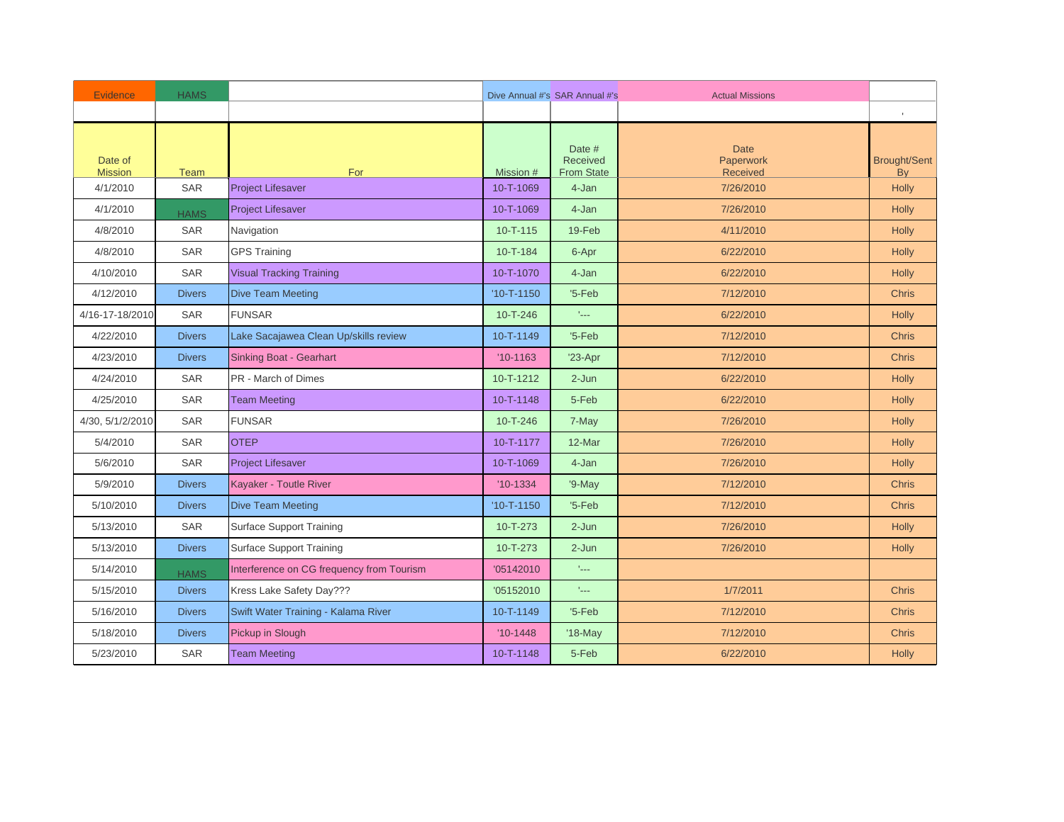| Evidence | HAMS | | Dive Annual #'s | SAR Annual #'s | Actual Missions | |
|---|---|---|---|---|---|---|
| | | | | | | ' |
| Date of Mission | Team | For | Mission # | Date # Received From State | Date Paperwork Received | Brought/Sent By |
| 4/1/2010 | SAR | Project Lifesaver | 10-T-1069 | 4-Jan | 7/26/2010 | Holly |
| 4/1/2010 | HAMS | Project Lifesaver | 10-T-1069 | 4-Jan | 7/26/2010 | Holly |
| 4/8/2010 | SAR | Navigation | 10-T-115 | 19-Feb | 4/11/2010 | Holly |
| 4/8/2010 | SAR | GPS Training | 10-T-184 | 6-Apr | 6/22/2010 | Holly |
| 4/10/2010 | SAR | Visual Tracking Training | 10-T-1070 | 4-Jan | 6/22/2010 | Holly |
| 4/12/2010 | Divers | Dive Team Meeting | '10-T-1150 | '5-Feb | 7/12/2010 | Chris |
| 4/16-17-18/2010 | SAR | FUNSAR | 10-T-246 | '--- | 6/22/2010 | Holly |
| 4/22/2010 | Divers | Lake Sacajawea Clean Up/skills review | 10-T-1149 | '5-Feb | 7/12/2010 | Chris |
| 4/23/2010 | Divers | Sinking Boat - Gearhart | '10-1163 | '23-Apr | 7/12/2010 | Chris |
| 4/24/2010 | SAR | PR - March of Dimes | 10-T-1212 | 2-Jun | 6/22/2010 | Holly |
| 4/25/2010 | SAR | Team Meeting | 10-T-1148 | 5-Feb | 6/22/2010 | Holly |
| 4/30, 5/1/2/2010 | SAR | FUNSAR | 10-T-246 | 7-May | 7/26/2010 | Holly |
| 5/4/2010 | SAR | OTEP | 10-T-1177 | 12-Mar | 7/26/2010 | Holly |
| 5/6/2010 | SAR | Project Lifesaver | 10-T-1069 | 4-Jan | 7/26/2010 | Holly |
| 5/9/2010 | Divers | Kayaker - Toutle River | '10-1334 | '9-May | 7/12/2010 | Chris |
| 5/10/2010 | Divers | Dive Team Meeting | '10-T-1150 | '5-Feb | 7/12/2010 | Chris |
| 5/13/2010 | SAR | Surface Support Training | 10-T-273 | 2-Jun | 7/26/2010 | Holly |
| 5/13/2010 | Divers | Surface Support Training | 10-T-273 | 2-Jun | 7/26/2010 | Holly |
| 5/14/2010 | HAMS | Interference on CG frequency from Tourism | '05142010 | '--- | | |
| 5/15/2010 | Divers | Kress Lake Safety Day??? | '05152010 | '--- | 1/7/2011 | Chris |
| 5/16/2010 | Divers | Swift Water Training - Kalama River | 10-T-1149 | '5-Feb | 7/12/2010 | Chris |
| 5/18/2010 | Divers | Pickup in Slough | '10-1448 | '18-May | 7/12/2010 | Chris |
| 5/23/2010 | SAR | Team Meeting | 10-T-1148 | 5-Feb | 6/22/2010 | Holly |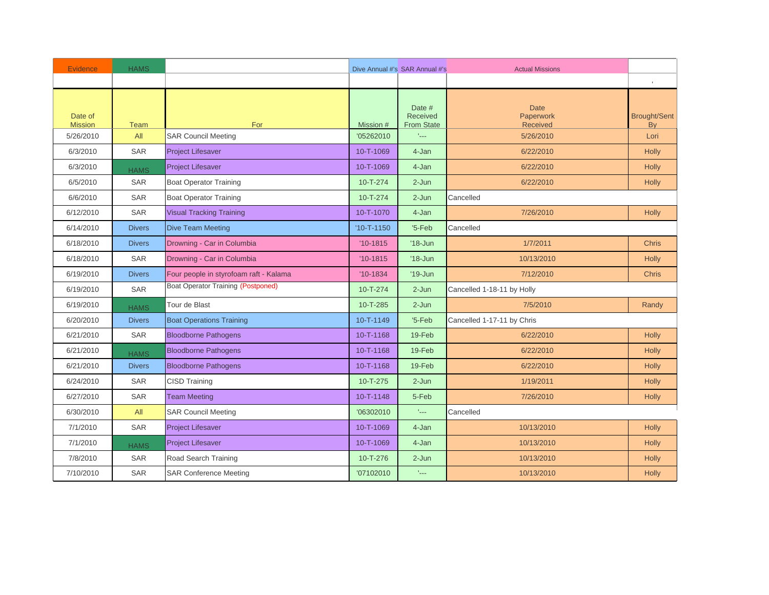| Evidence | HAMS | | Dive Annual #'s | SAR Annual #'s | Actual Missions | |
|---|---|---|---|---|---|---|
| | | | | | | ' |
| Date of Mission | Team | For | Mission # | Date # Received From State | Date Paperwork Received | Brought/Sent By |
| 5/26/2010 | All | SAR Council Meeting | '05262010 | '--- | 5/26/2010 | Lori |
| 6/3/2010 | SAR | Project Lifesaver | 10-T-1069 | 4-Jan | 6/22/2010 | Holly |
| 6/3/2010 | HAMS | Project Lifesaver | 10-T-1069 | 4-Jan | 6/22/2010 | Holly |
| 6/5/2010 | SAR | Boat Operator Training | 10-T-274 | 2-Jun | 6/22/2010 | Holly |
| 6/6/2010 | SAR | Boat Operator Training | 10-T-274 | 2-Jun | Cancelled | |
| 6/12/2010 | SAR | Visual Tracking Training | 10-T-1070 | 4-Jan | 7/26/2010 | Holly |
| 6/14/2010 | Divers | Dive Team Meeting | '10-T-1150 | '5-Feb | Cancelled | |
| 6/18/2010 | Divers | Drowning - Car in Columbia | '10-1815 | '18-Jun | 1/7/2011 | Chris |
| 6/18/2010 | SAR | Drowning - Car in Columbia | '10-1815 | '18-Jun | 10/13/2010 | Holly |
| 6/19/2010 | Divers | Four people in styrofoam raft - Kalama | '10-1834 | '19-Jun | 7/12/2010 | Chris |
| 6/19/2010 | SAR | Boat Operator Training (Postponed) | 10-T-274 | 2-Jun | Cancelled 1-18-11 by Holly | |
| 6/19/2010 | HAMS | Tour de Blast | 10-T-285 | 2-Jun | 7/5/2010 | Randy |
| 6/20/2010 | Divers | Boat Operations Training | 10-T-1149 | '5-Feb | Cancelled 1-17-11 by Chris | |
| 6/21/2010 | SAR | Bloodborne Pathogens | 10-T-1168 | 19-Feb | 6/22/2010 | Holly |
| 6/21/2010 | HAMS | Bloodborne Pathogens | 10-T-1168 | 19-Feb | 6/22/2010 | Holly |
| 6/21/2010 | Divers | Bloodborne Pathogens | 10-T-1168 | 19-Feb | 6/22/2010 | Holly |
| 6/24/2010 | SAR | CISD Training | 10-T-275 | 2-Jun | 1/19/2011 | Holly |
| 6/27/2010 | SAR | Team Meeting | 10-T-1148 | 5-Feb | 7/26/2010 | Holly |
| 6/30/2010 | All | SAR Council Meeting | '06302010 | '--- | Cancelled | |
| 7/1/2010 | SAR | Project Lifesaver | 10-T-1069 | 4-Jan | 10/13/2010 | Holly |
| 7/1/2010 | HAMS | Project Lifesaver | 10-T-1069 | 4-Jan | 10/13/2010 | Holly |
| 7/8/2010 | SAR | Road Search Training | 10-T-276 | 2-Jun | 10/13/2010 | Holly |
| 7/10/2010 | SAR | SAR Conference Meeting | '07102010 | '--- | 10/13/2010 | Holly |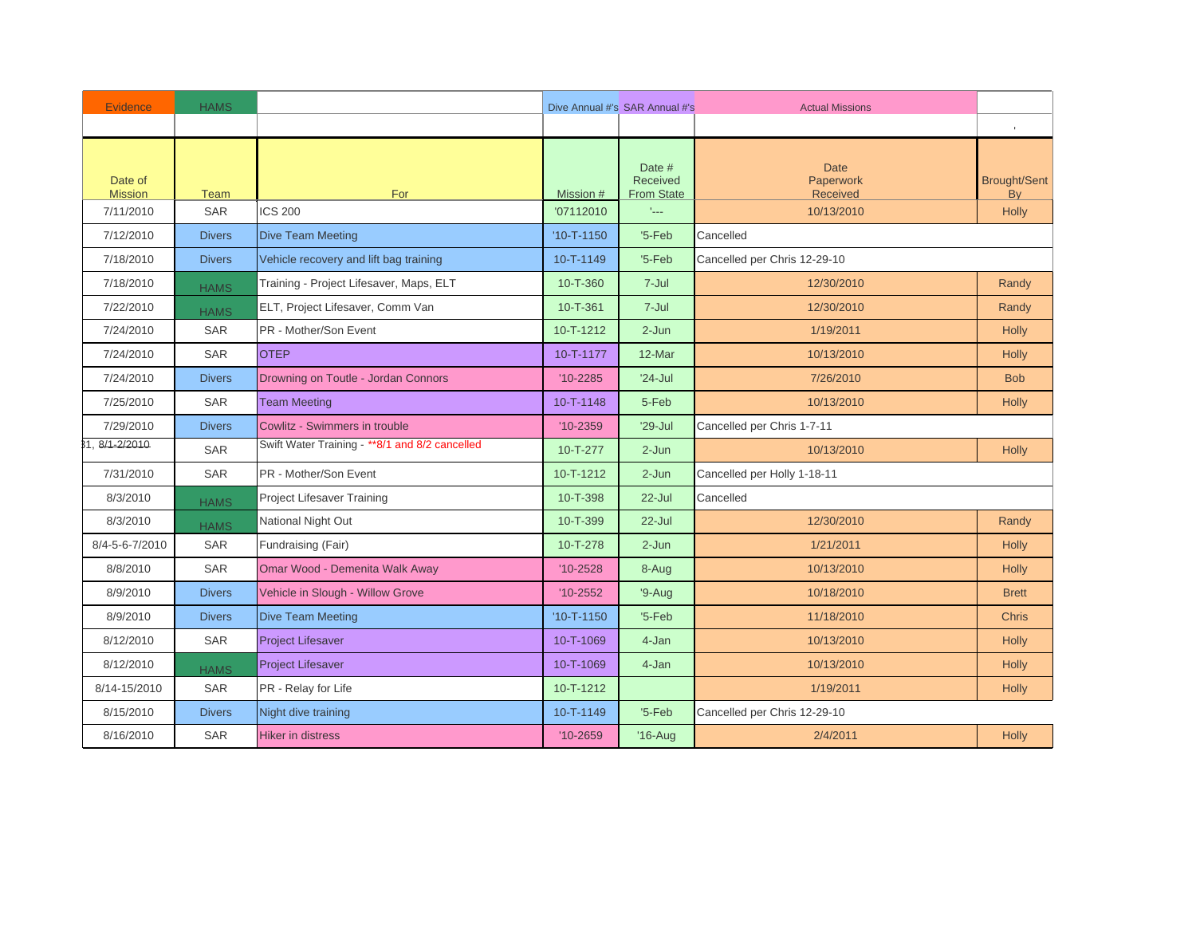| Evidence | HAMS | | Dive Annual #'s | SAR Annual #'s | Actual Missions | |
|---|---|---|---|---|---|---|
| | | | | | | ' |
| Date of Mission | Team | For | Mission # | Date # Received From State | Date Paperwork Received | Brought/Sent By |
| 7/11/2010 | SAR | ICS 200 | '07112010 | '--- | 10/13/2010 | Holly |
| 7/12/2010 | Divers | Dive Team Meeting | '10-T-1150 | '5-Feb | Cancelled | |
| 7/18/2010 | Divers | Vehicle recovery and lift bag training | 10-T-1149 | '5-Feb | Cancelled per Chris 12-29-10 | |
| 7/18/2010 | HAMS | Training - Project Lifesaver, Maps, ELT | 10-T-360 | 7-Jul | 12/30/2010 | Randy |
| 7/22/2010 | HAMS | ELT, Project Lifesaver, Comm Van | 10-T-361 | 7-Jul | 12/30/2010 | Randy |
| 7/24/2010 | SAR | PR - Mother/Son Event | 10-T-1212 | 2-Jun | 1/19/2011 | Holly |
| 7/24/2010 | SAR | OTEP | 10-T-1177 | 12-Mar | 10/13/2010 | Holly |
| 7/24/2010 | Divers | Drowning on Toutle - Jordan Connors | '10-2285 | '24-Jul | 7/26/2010 | Bob |
| 7/25/2010 | SAR | Team Meeting | 10-T-1148 | 5-Feb | 10/13/2010 | Holly |
| 7/29/2010 | Divers | Cowlitz - Swimmers in trouble | '10-2359 | '29-Jul | Cancelled per Chris 1-7-11 | |
| 31, ~~8/1-2/2010~~ | SAR | Swift Water Training - **8/1 and 8/2 cancelled | 10-T-277 | 2-Jun | 10/13/2010 | Holly |
| 7/31/2010 | SAR | PR - Mother/Son Event | 10-T-1212 | 2-Jun | Cancelled per Holly 1-18-11 | |
| 8/3/2010 | HAMS | Project Lifesaver Training | 10-T-398 | 22-Jul | Cancelled | |
| 8/3/2010 | HAMS | National Night Out | 10-T-399 | 22-Jul | 12/30/2010 | Randy |
| 8/4-5-6-7/2010 | SAR | Fundraising (Fair) | 10-T-278 | 2-Jun | 1/21/2011 | Holly |
| 8/8/2010 | SAR | Omar Wood - Demenita Walk Away | '10-2528 | 8-Aug | 10/13/2010 | Holly |
| 8/9/2010 | Divers | Vehicle in Slough - Willow Grove | '10-2552 | '9-Aug | 10/18/2010 | Brett |
| 8/9/2010 | Divers | Dive Team Meeting | '10-T-1150 | '5-Feb | 11/18/2010 | Chris |
| 8/12/2010 | SAR | Project Lifesaver | 10-T-1069 | 4-Jan | 10/13/2010 | Holly |
| 8/12/2010 | HAMS | Project Lifesaver | 10-T-1069 | 4-Jan | 10/13/2010 | Holly |
| 8/14-15/2010 | SAR | PR - Relay for Life | 10-T-1212 | | 1/19/2011 | Holly |
| 8/15/2010 | Divers | Night dive training | 10-T-1149 | '5-Feb | Cancelled per Chris 12-29-10 | |
| 8/16/2010 | SAR | Hiker in distress | '10-2659 | '16-Aug | 2/4/2011 | Holly |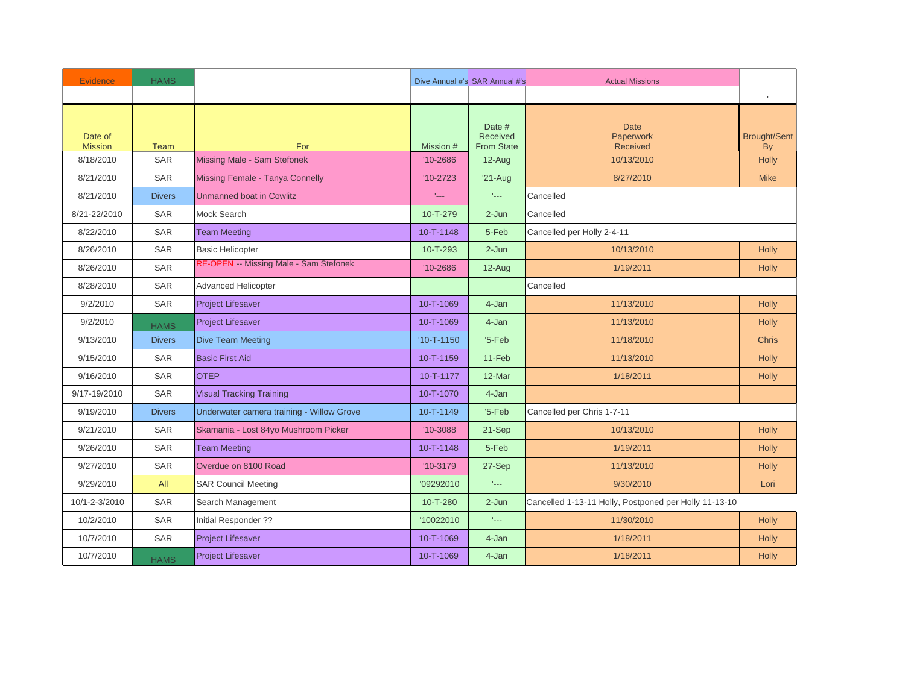| Evidence | HAMS | | Dive Annual #'s | SAR Annual #'s | Actual Missions | |
|---|---|---|---|---|---|---|
| | | | | | | ' |
| Date of Mission | Team | For | Mission # | Date # Received From State | Date Paperwork Received | Brought/Sent By |
| 8/18/2010 | SAR | Missing Male - Sam Stefonek | '10-2686 | 12-Aug | 10/13/2010 | Holly |
| 8/21/2010 | SAR | Missing Female - Tanya Connelly | '10-2723 | '21-Aug | 8/27/2010 | Mike |
| 8/21/2010 | Divers | Unmanned boat in Cowlitz | '--- | '--- | Cancelled | |
| 8/21-22/2010 | SAR | Mock Search | 10-T-279 | 2-Jun | Cancelled | |
| 8/22/2010 | SAR | Team Meeting | 10-T-1148 | 5-Feb | Cancelled per Holly 2-4-11 | |
| 8/26/2010 | SAR | Basic Helicopter | 10-T-293 | 2-Jun | 10/13/2010 | Holly |
| 8/26/2010 | SAR | RE-OPEN -- Missing Male - Sam Stefonek | '10-2686 | 12-Aug | 1/19/2011 | Holly |
| 8/28/2010 | SAR | Advanced Helicopter | | | Cancelled | |
| 9/2/2010 | SAR | Project Lifesaver | 10-T-1069 | 4-Jan | 11/13/2010 | Holly |
| 9/2/2010 | HAMS | Project Lifesaver | 10-T-1069 | 4-Jan | 11/13/2010 | Holly |
| 9/13/2010 | Divers | Dive Team Meeting | '10-T-1150 | '5-Feb | 11/18/2010 | Chris |
| 9/15/2010 | SAR | Basic First Aid | 10-T-1159 | 11-Feb | 11/13/2010 | Holly |
| 9/16/2010 | SAR | OTEP | 10-T-1177 | 12-Mar | 1/18/2011 | Holly |
| 9/17-19/2010 | SAR | Visual Tracking Training | 10-T-1070 | 4-Jan | | |
| 9/19/2010 | Divers | Underwater camera training - Willow Grove | 10-T-1149 | '5-Feb | Cancelled per Chris 1-7-11 | |
| 9/21/2010 | SAR | Skamania - Lost 84yo Mushroom Picker | '10-3088 | 21-Sep | 10/13/2010 | Holly |
| 9/26/2010 | SAR | Team Meeting | 10-T-1148 | 5-Feb | 1/19/2011 | Holly |
| 9/27/2010 | SAR | Overdue on 8100 Road | '10-3179 | 27-Sep | 11/13/2010 | Holly |
| 9/29/2010 | All | SAR Council Meeting | '09292010 | '--- | 9/30/2010 | Lori |
| 10/1-2-3/2010 | SAR | Search Management | 10-T-280 | 2-Jun | Cancelled 1-13-11 Holly, Postponed per Holly 11-13-10 | |
| 10/2/2010 | SAR | Initial Responder ?? | '10022010 | '--- | 11/30/2010 | Holly |
| 10/7/2010 | SAR | Project Lifesaver | 10-T-1069 | 4-Jan | 1/18/2011 | Holly |
| 10/7/2010 | HAMS | Project Lifesaver | 10-T-1069 | 4-Jan | 1/18/2011 | Holly |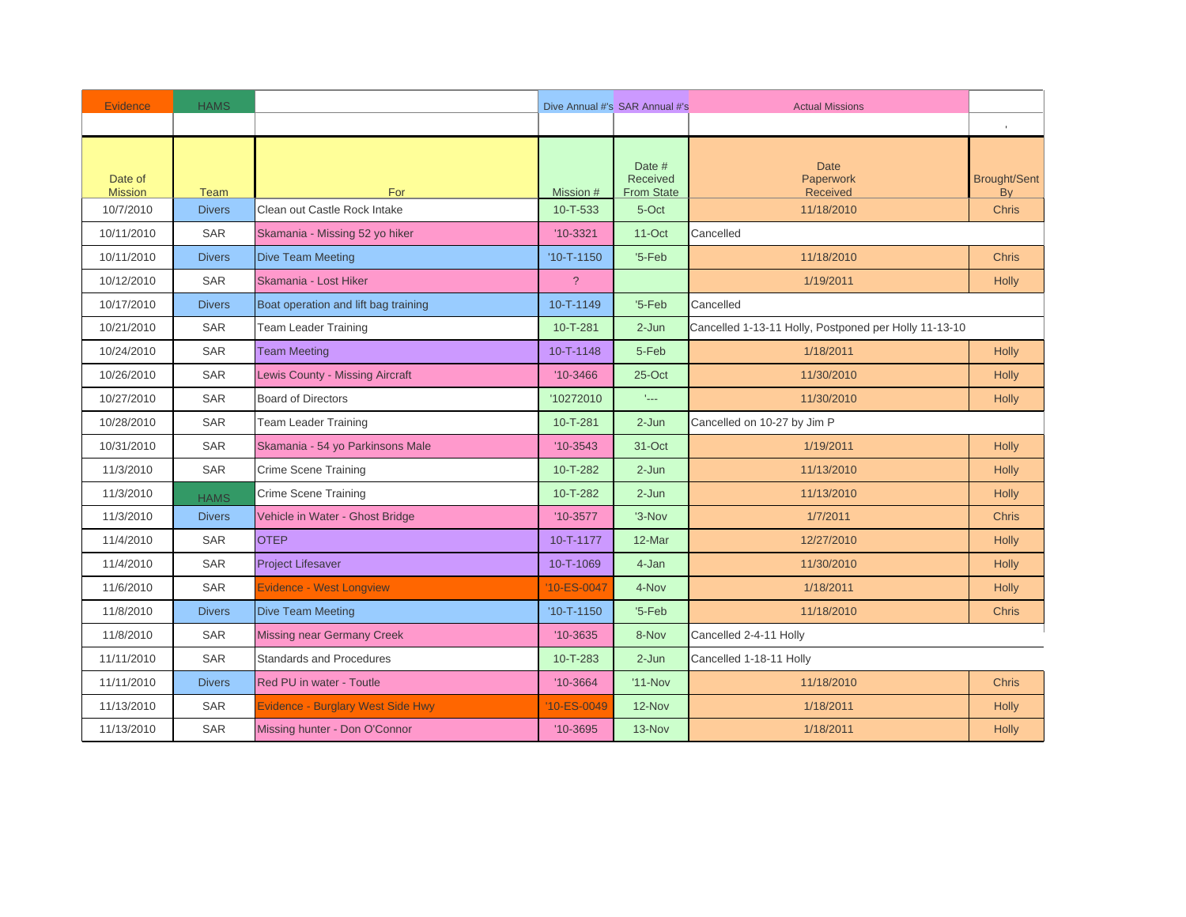| Evidence | HAMS | | Dive Annual #'s | SAR Annual #'s | Actual Missions | |
|---|---|---|---|---|---|---|
| | | | | | | ' |
| Date of Mission | Team | For | Mission # | Date # Received From State | Date Paperwork Received | Brought/Sent By |
| 10/7/2010 | Divers | Clean out Castle Rock Intake | 10-T-533 | 5-Oct | 11/18/2010 | Chris |
| 10/11/2010 | SAR | Skamania - Missing 52 yo hiker | '10-3321 | 11-Oct | Cancelled | |
| 10/11/2010 | Divers | Dive Team Meeting | '10-T-1150 | '5-Feb | 11/18/2010 | Chris |
| 10/12/2010 | SAR | Skamania - Lost Hiker | ? | | 1/19/2011 | Holly |
| 10/17/2010 | Divers | Boat operation and lift bag training | 10-T-1149 | '5-Feb | Cancelled | |
| 10/21/2010 | SAR | Team Leader Training | 10-T-281 | 2-Jun | Cancelled 1-13-11 Holly, Postponed per Holly 11-13-10 | |
| 10/24/2010 | SAR | Team Meeting | 10-T-1148 | 5-Feb | 1/18/2011 | Holly |
| 10/26/2010 | SAR | Lewis County - Missing Aircraft | '10-3466 | 25-Oct | 11/30/2010 | Holly |
| 10/27/2010 | SAR | Board of Directors | '10272010 | '--- | 11/30/2010 | Holly |
| 10/28/2010 | SAR | Team Leader Training | 10-T-281 | 2-Jun | Cancelled on 10-27 by Jim P | |
| 10/31/2010 | SAR | Skamania - 54 yo Parkinsons Male | '10-3543 | 31-Oct | 1/19/2011 | Holly |
| 11/3/2010 | SAR | Crime Scene Training | 10-T-282 | 2-Jun | 11/13/2010 | Holly |
| 11/3/2010 | HAMS | Crime Scene Training | 10-T-282 | 2-Jun | 11/13/2010 | Holly |
| 11/3/2010 | Divers | Vehicle in Water - Ghost Bridge | '10-3577 | '3-Nov | 1/7/2011 | Chris |
| 11/4/2010 | SAR | OTEP | 10-T-1177 | 12-Mar | 12/27/2010 | Holly |
| 11/4/2010 | SAR | Project Lifesaver | 10-T-1069 | 4-Jan | 11/30/2010 | Holly |
| 11/6/2010 | SAR | Evidence - West Longview | '10-ES-0047 | 4-Nov | 1/18/2011 | Holly |
| 11/8/2010 | Divers | Dive Team Meeting | '10-T-1150 | '5-Feb | 11/18/2010 | Chris |
| 11/8/2010 | SAR | Missing near Germany Creek | '10-3635 | 8-Nov | Cancelled 2-4-11 Holly | |
| 11/11/2010 | SAR | Standards and Procedures | 10-T-283 | 2-Jun | Cancelled 1-18-11 Holly | |
| 11/11/2010 | Divers | Red PU in water - Toutle | '10-3664 | '11-Nov | 11/18/2010 | Chris |
| 11/13/2010 | SAR | Evidence - Burglary West Side Hwy | '10-ES-0049 | 12-Nov | 1/18/2011 | Holly |
| 11/13/2010 | SAR | Missing hunter - Don O'Connor | '10-3695 | 13-Nov | 1/18/2011 | Holly |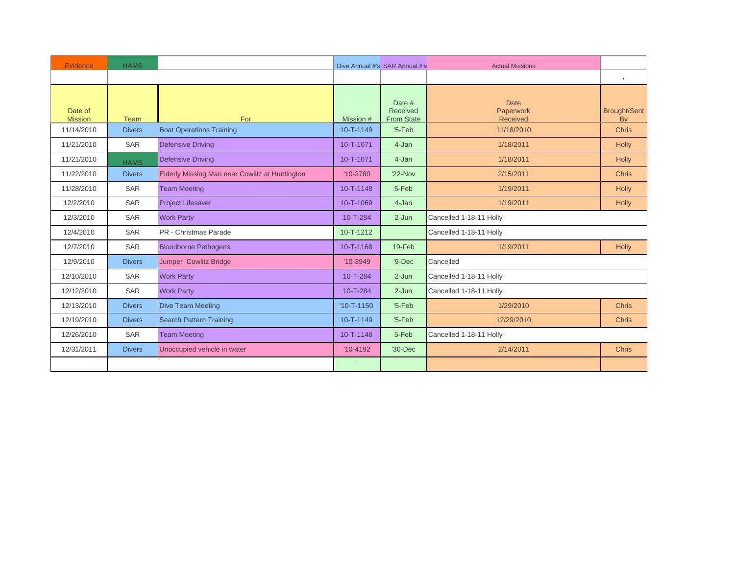| Evidence | HAMS | | Dive Annual #'s | SAR Annual #'s | Actual Missions | |
|---|---|---|---|---|---|---|
| | | | | | | ' |
| Date of Mission | Team | For | Mission # | Date # Received From State | Date Paperwork Received | Brought/Sent By |
| 11/14/2010 | Divers | Boat Operations Training | 10-T-1149 | '5-Feb | 11/18/2010 | Chris |
| 11/21/2010 | SAR | Defensive Driving | 10-T-1071 | 4-Jan | 1/18/2011 | Holly |
| 11/21/2010 | HAMS | Defensive Driving | 10-T-1071 | 4-Jan | 1/18/2011 | Holly |
| 11/22/2010 | Divers | Elderly Missing Man near Cowlitz at Huntington | '10-3780 | '22-Nov | 2/15/2011 | Chris |
| 11/28/2010 | SAR | Team Meeting | 10-T-1148 | 5-Feb | 1/19/2011 | Holly |
| 12/2/2010 | SAR | Project Lifesaver | 10-T-1069 | 4-Jan | 1/19/2011 | Holly |
| 12/3/2010 | SAR | Work Party | 10-T-284 | 2-Jun | Cancelled 1-18-11 Holly | |
| 12/4/2010 | SAR | PR - Christmas Parade | 10-T-1212 | | Cancelled 1-18-11 Holly | |
| 12/7/2010 | SAR | Bloodborne Pathogens | 10-T-1168 | 19-Feb | 1/19/2011 | Holly |
| 12/9/2010 | Divers | Jumper Cowlitz Bridge | '10-3949 | '9-Dec | Cancelled | |
| 12/10/2010 | SAR | Work Party | 10-T-284 | 2-Jun | Cancelled 1-18-11 Holly | |
| 12/12/2010 | SAR | Work Party | 10-T-284 | 2-Jun | Cancelled 1-18-11 Holly | |
| 12/13/2010 | Divers | Dive Team Meeting | '10-T-1150 | '5-Feb | 1/29/2010 | Chris |
| 12/19/2010 | Divers | Search Pattern Training | 10-T-1149 | '5-Feb | 12/29/2010 | Chris |
| 12/26/2010 | SAR | Team Meeting | 10-T-1148 | 5-Feb | Cancelled 1-18-11 Holly | |
| 12/31/2011 | Divers | Unoccupied vehicle in water | '10-4192 | '30-Dec | 2/14/2011 | Chris |
| | | | ' | | | |